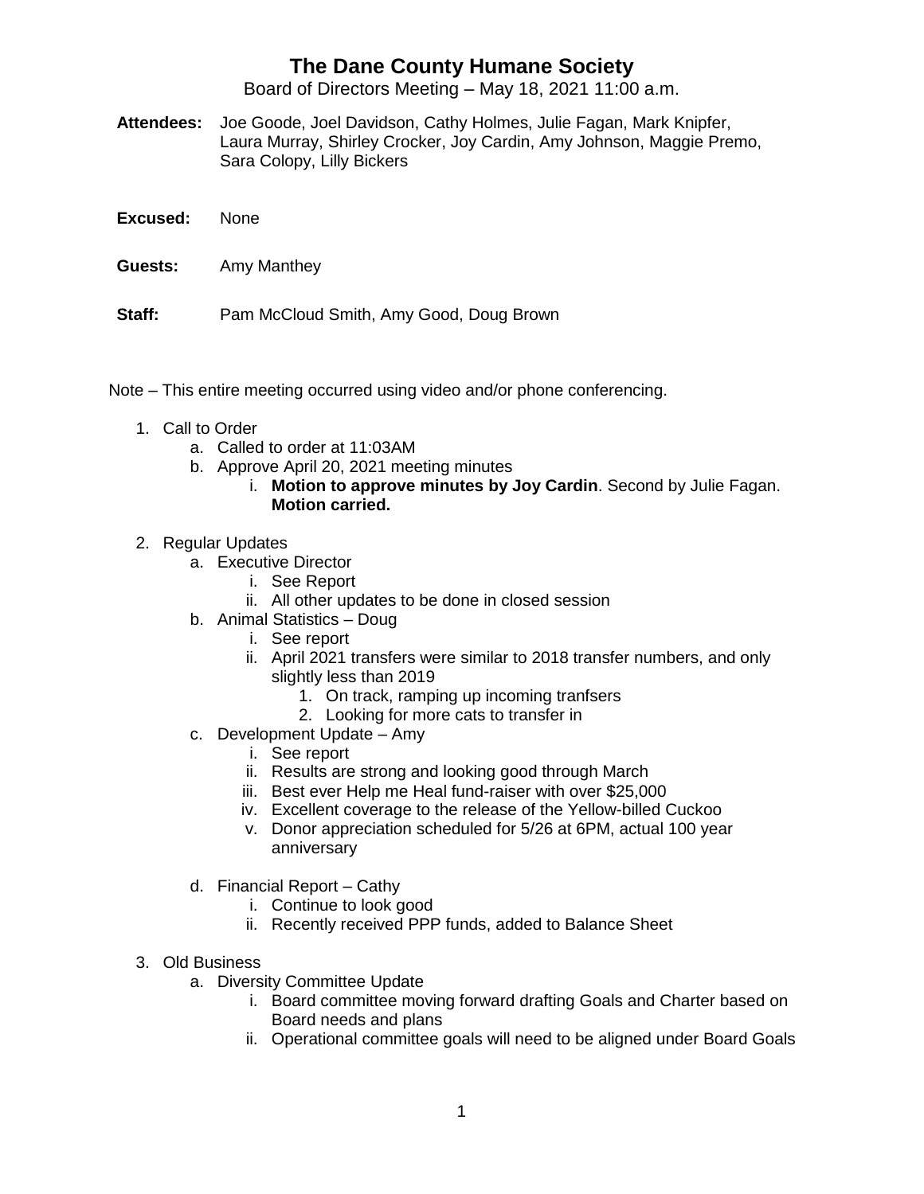# The Dane County Humane Society

Board of Directors Meeting – May 18, 2021 11:00 a.m.

**Attendees:** Joe Goode, Joel Davidson, Cathy Holmes, Julie Fagan, Mark Knipfer, Laura Murray, Shirley Crocker, Joy Cardin, Amy Johnson, Maggie Premo, Sara Colopy, Lilly Bickers

**Excused:** None

**Guests:** Amy Manthey

**Staff:** Pam McCloud Smith, Amy Good, Doug Brown

Note – This entire meeting occurred using video and/or phone conferencing.

1. Call to Order
    a. Called to order at 11:03AM
    b. Approve April 20, 2021 meeting minutes
        i. **Motion to approve minutes by Joy Cardin**. Second by Julie Fagan. **Motion carried.**
2. Regular Updates
    a. Executive Director
        i. See Report
        ii. All other updates to be done in closed session
    b. Animal Statistics – Doug
        i. See report
        ii. April 2021 transfers were similar to 2018 transfer numbers, and only slightly less than 2019
            1. On track, ramping up incoming tranfsers
            2. Looking for more cats to transfer in
    c. Development Update – Amy
        i. See report
        ii. Results are strong and looking good through March
        iii. Best ever Help me Heal fund-raiser with over $25,000
        iv. Excellent coverage to the release of the Yellow-billed Cuckoo
        v. Donor appreciation scheduled for 5/26 at 6PM, actual 100 year anniversary
    d. Financial Report – Cathy
        i. Continue to look good
        ii. Recently received PPP funds, added to Balance Sheet
3. Old Business
    a. Diversity Committee Update
        i. Board committee moving forward drafting Goals and Charter based on Board needs and plans
        ii. Operational committee goals will need to be aligned under Board Goals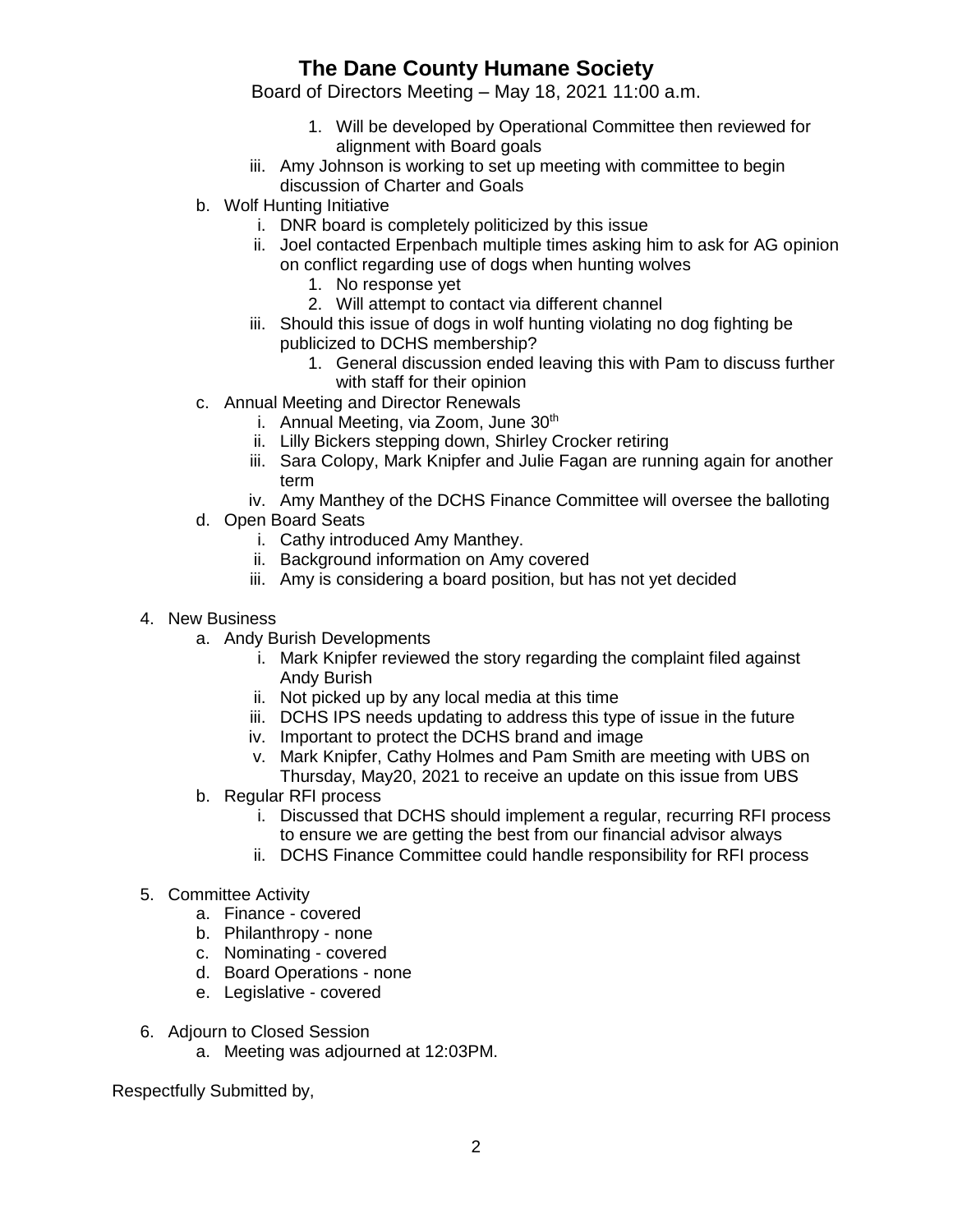1. Will be developed by Operational Committee then reviewed for alignment with Board goals

   iii. Amy Johnson is working to set up meeting with committee to begin discussion of Charter and Goals

b. Wolf Hunting Initiative
   i. DNR board is completely politicized by this issue
   ii. Joel contacted Erpenbach multiple times asking him to ask for AG opinion on conflict regarding use of dogs when hunting wolves
      1. No response yet
      2. Will attempt to contact via different channel
   iii. Should this issue of dogs in wolf hunting violating no dog fighting be publicized to DCHS membership?
      1. General discussion ended leaving this with Pam to discuss further with staff for their opinion

c. Annual Meeting and Director Renewals
   i. Annual Meeting, via Zoom, June 30th
   ii. Lilly Bickers stepping down, Shirley Crocker retiring
   iii. Sara Colopy, Mark Knipfer and Julie Fagan are running again for another term
   iv. Amy Manthey of the DCHS Finance Committee will oversee the balloting

d. Open Board Seats
   i. Cathy introduced Amy Manthey.
   ii. Background information on Amy covered
   iii. Amy is considering a board position, but has not yet decided

4. New Business
   a. Andy Burish Developments
      i. Mark Knipfer reviewed the story regarding the complaint filed against Andy Burish
      ii. Not picked up by any local media at this time
      iii. DCHS IPS needs updating to address this type of issue in the future
      iv. Important to protect the DCHS brand and image
      v. Mark Knipfer, Cathy Holmes and Pam Smith are meeting with UBS on Thursday, May20, 2021 to receive an update on this issue from UBS
   b. Regular RFI process
      i. Discussed that DCHS should implement a regular, recurring RFI process to ensure we are getting the best from our financial advisor always
      ii. DCHS Finance Committee could handle responsibility for RFI process

5. Committee Activity
   a. Finance - covered
   b. Philanthropy - none
   c. Nominating - covered
   d. Board Operations - none
   e. Legislative - covered

6. Adjourn to Closed Session
   a. Meeting was adjourned at 12:03PM.

Respectfully Submitted by,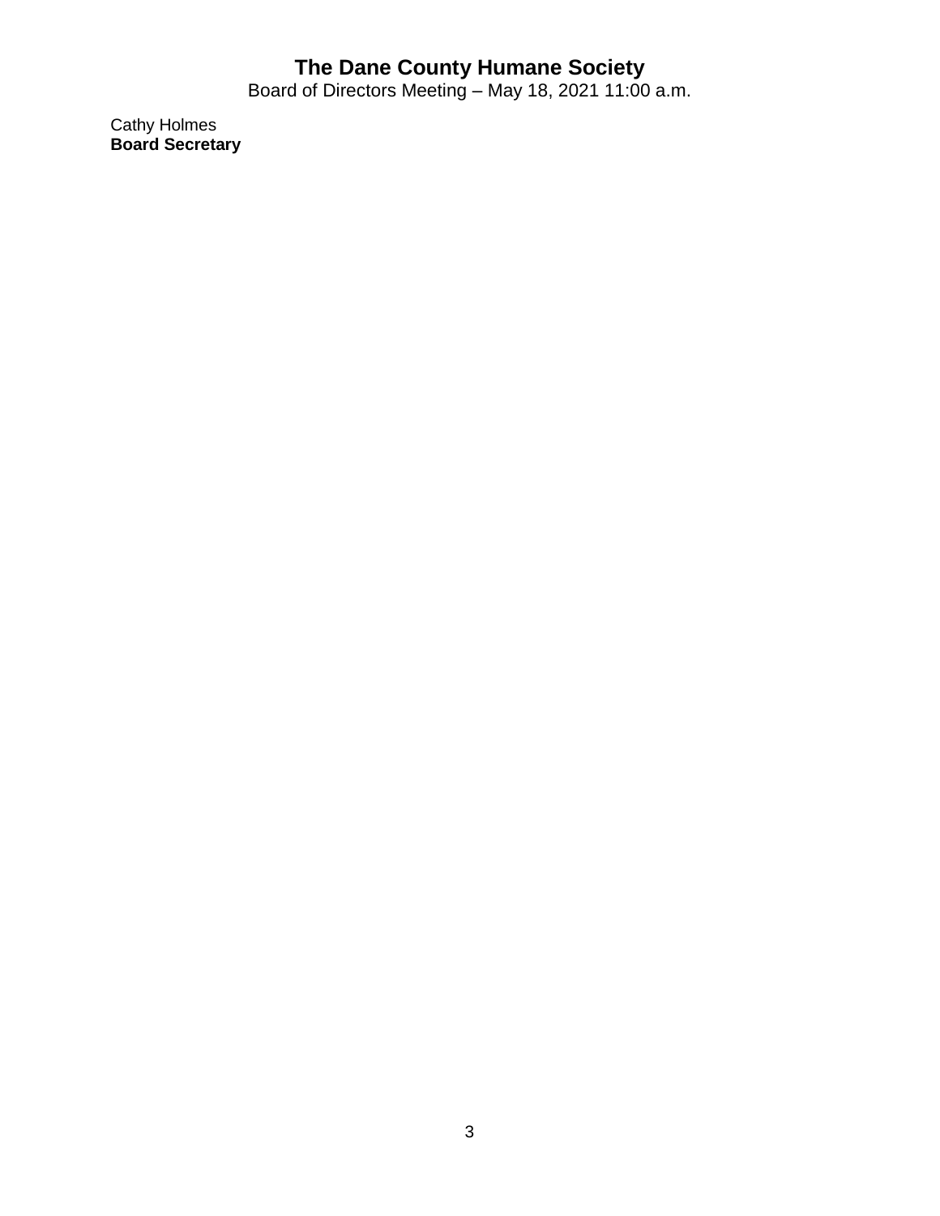Cathy Holmes
**Board Secretary**